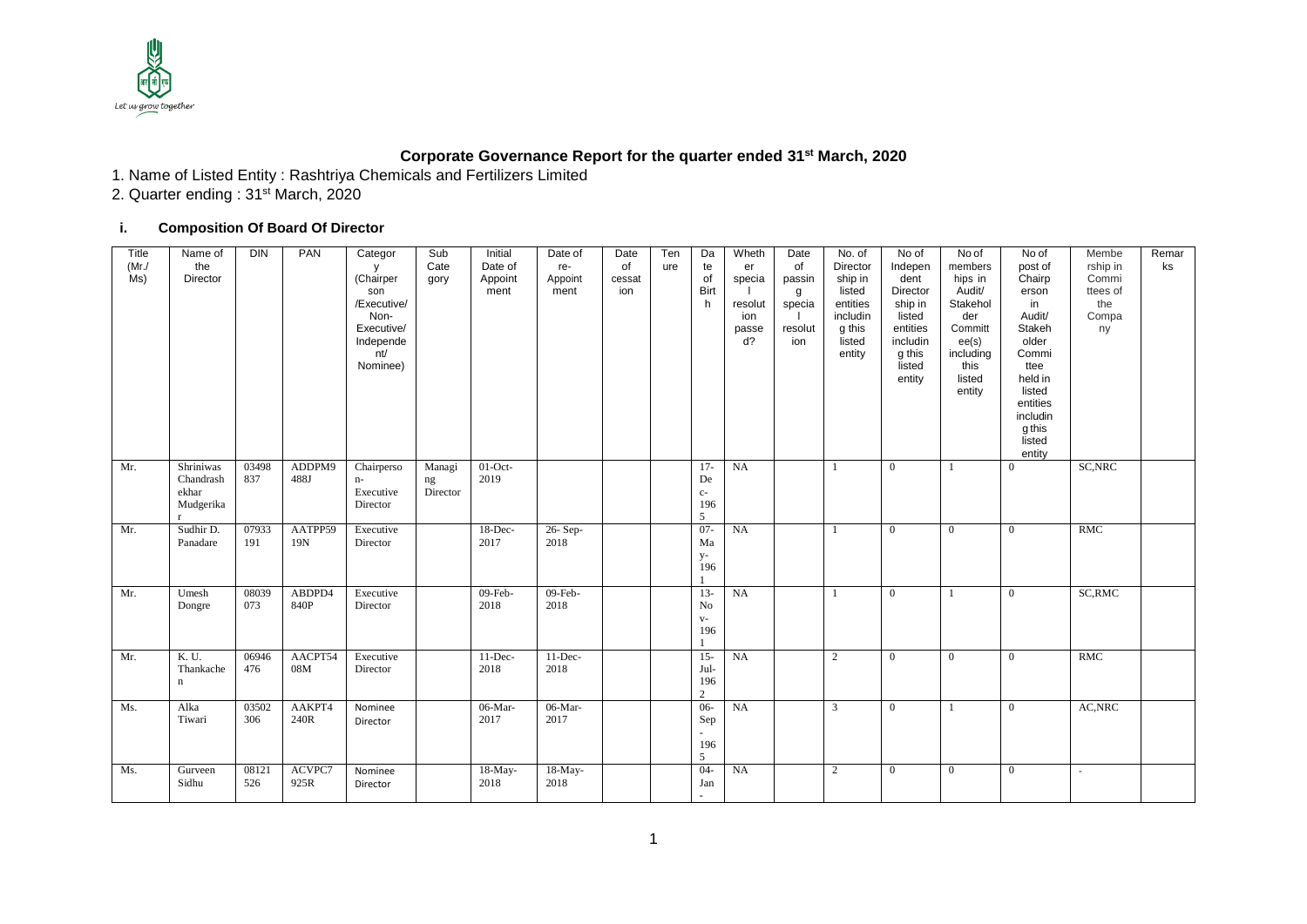## Corporate Governance Report for the quarter ended 31st March, 2020

1. Name of Listed Entity : Rashtriya Chemicals and Fertilizers Limited
2. Quarter ending : 31st March, 2020

### i. Composition Of Board Of Director

| Title (Mr./ Ms) | Name of the Director | DIN | PAN | Category (Chairperson /Executive/ Non-Executive/ Independent/ Nominee) | Sub Category | Initial Date of Appointment | Date of re-Appointment | Date of cessation | Tenure | Date of Birth | Whether special resolution passed? | Date of passing special resolution | No. of Directorship in listed entities including this listed entity | No of Independent Directorship in listed entities including this listed entity | No of memberships in Audit/ Stakeholder Committee(s) including this listed entity | No of post of Chairperson in Audit/ Stakeholder Committee held in listed entities including this listed entity | Membership in Committees of the Company | Remarks |
|---|---|---|---|---|---|---|---|---|---|---|---|---|---|---|---|---|---|---|
| Mr. | Shriniwas Chandrashekhar Mudgerikar | 03498837 | ADDPM9488J | Chairperson-Executive Director | Managing Director | 01-Oct-2019 | | | | 17-Dec-1965 | NA | | 1 | 0 | 1 | 0 | SC,NRC | |
| Mr. | Sudhir D. Panadare | 07933191 | AATPP5919N | Executive Director | | 18-Dec-2017 | 26-Sep-2018 | | | 07-May-1961 | NA | | 1 | 0 | 0 | 0 | RMC | |
| Mr. | Umesh Dongre | 08039073 | ABDPD4840P | Executive Director | | 09-Feb-2018 | 09-Feb-2018 | | | 13-Nov-1961 | NA | | 1 | 0 | 1 | 0 | SC,RMC | |
| Mr. | K. U. Thankachen | 06946476 | AACPT5408M | Executive Director | | 11-Dec-2018 | 11-Dec-2018 | | | 15-Jul-1962 | NA | | 2 | 0 | 0 | 0 | RMC | |
| Ms. | Alka Tiwari | 03502306 | AAKPT4240R | Nominee Director | | 06-Mar-2017 | 06-Mar-2017 | | | 06-Sep-1965 | NA | | 3 | 0 | 1 | 0 | AC,NRC | |
| Ms. | Gurveen Sidhu | 08121526 | ACVPC7925R | Nominee Director | | 18-May-2018 | 18-May-2018 | | | 04-Jan- | NA | | 2 | 0 | 0 | 0 | - | |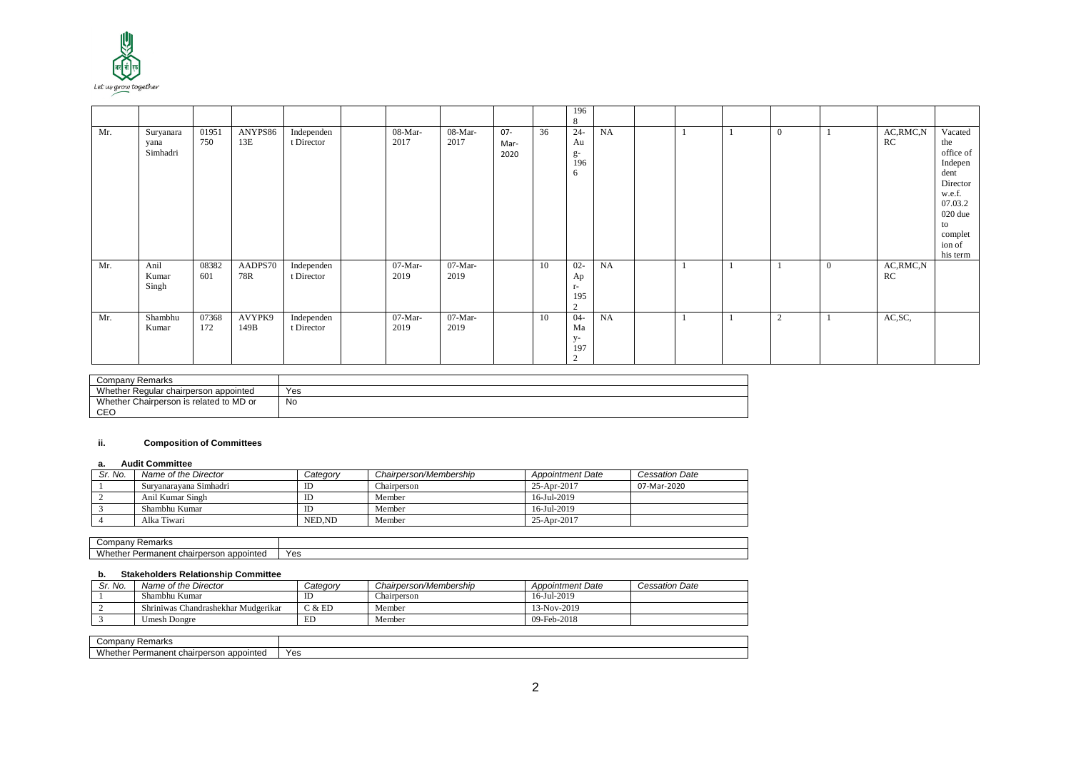| | | | | | | | | | | | | | | | | | | |
|---|---|---|---|---|---|---|---|---|---|---|---|---|---|---|---|---|---|---|
| | | | | | | | | | | 1968 | | | | | | | | |
| Mr. | Suryanarayana Simhadri | 01951750 | ANYPS8613E | Independent Director | | 08-Mar-2017 | 08-Mar-2017 | 07-Mar-2020 | 36 | 24-Aug-1966 | NA | | 1 | 1 | 0 | 1 | AC,RMC,NRC | Vacated the office of Independent Director w.e.f. 07.03.2020 due to completion of his term |
| Mr. | Anil Kumar Singh | 08382601 | AADPS7078R | Independent Director | | 07-Mar-2019 | 07-Mar-2019 | | 10 | 02-Apr-1952 | NA | | 1 | 1 | 1 | 0 | AC,RMC,NRC | |
| Mr. | Shambhu Kumar | 07368172 | AVYPK9149B | Independent Director | | 07-Mar-2019 | 07-Mar-2019 | | 10 | 04-May-1972 | NA | | 1 | 1 | 2 | 1 | AC,SC, | |

| Company Remarks | |
|---|---|
| Whether Regular chairperson appointed | Yes |
| Whether Chairperson is related to MD or CEO | No |

**ii. Composition of Committees**

**a. Audit Committee**

| *Sr. No.* | *Name of the Director* | *Category* | *Chairperson/Membership* | *Appointment Date* | *Cessation Date* |
|---|---|---|---|---|---|
| 1 | Suryanarayana Simhadri | ID | Chairperson | 25-Apr-2017 | 07-Mar-2020 |
| 2 | Anil Kumar Singh | ID | Member | 16-Jul-2019 | |
| 3 | Shambhu Kumar | ID | Member | 16-Jul-2019 | |
| 4 | Alka Tiwari | NED,ND | Member | 25-Apr-2017 | |

| Company Remarks | |
|---|---|
| Whether Permanent chairperson appointed | Yes |

**b. Stakeholders Relationship Committee**

| *Sr. No.* | *Name of the Director* | *Category* | *Chairperson/Membership* | *Appointment Date* | *Cessation Date* |
|---|---|---|---|---|---|
| 1 | Shambhu Kumar | ID | Chairperson | 16-Jul-2019 | |
| 2 | Shriniwas Chandrashekhar Mudgerikar | C & ED | Member | 13-Nov-2019 | |
| 3 | Umesh Dongre | ED | Member | 09-Feb-2018 | |

| Company Remarks | |
|---|---|
| Whether Permanent chairperson appointed | Yes |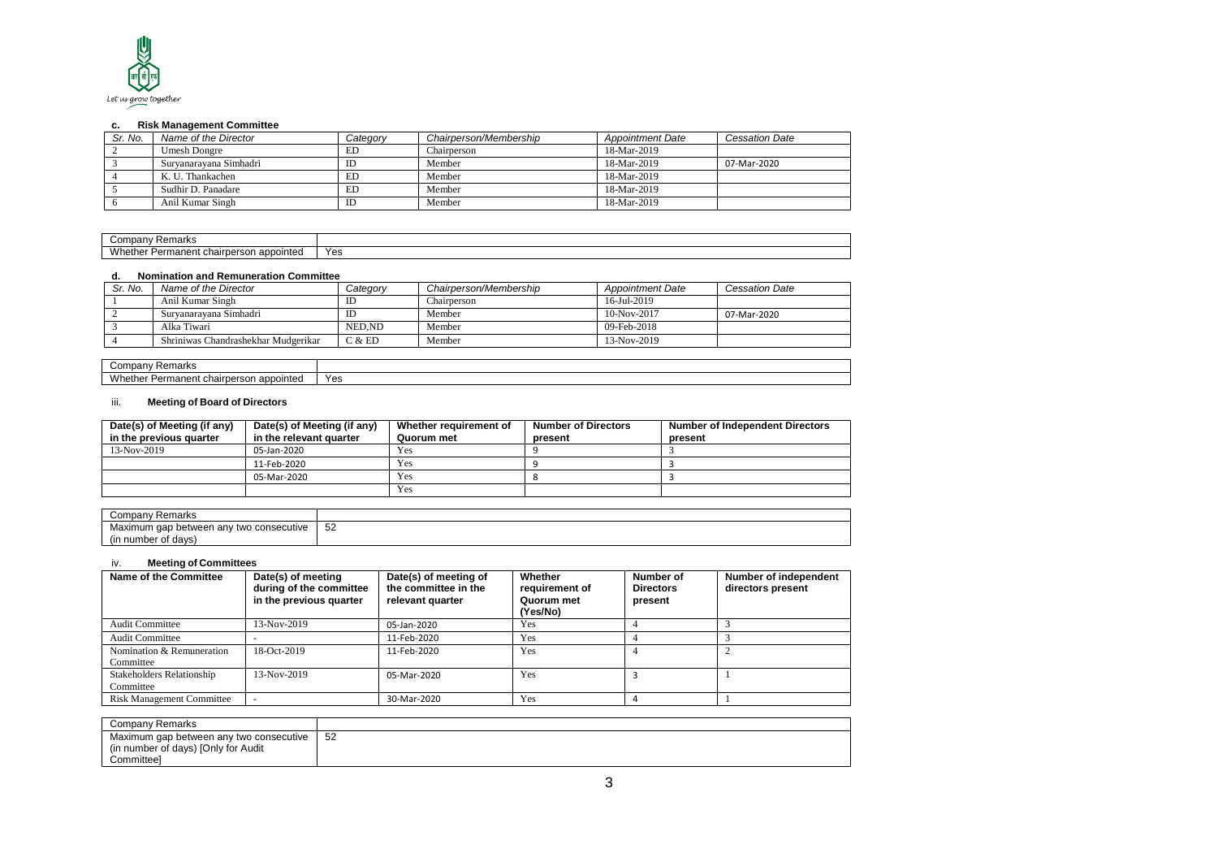#### c. Risk Management Committee

| Sr. No. | Name of the Director | Category | Chairperson/Membership | Appointment Date | Cessation Date |
|---|---|---|---|---|---|
| 2 | Umesh Dongre | ED | Chairperson | 18-Mar-2019 | |
| 3 | Suryanarayana Simhadri | ID | Member | 18-Mar-2019 | 07-Mar-2020 |
| 4 | K. U. Thankachen | ED | Member | 18-Mar-2019 | |
| 5 | Sudhir D. Panadare | ED | Member | 18-Mar-2019 | |
| 6 | Anil Kumar Singh | ID | Member | 18-Mar-2019 | |

| Company Remarks | |
|---|---|
| Whether Permanent chairperson appointed | Yes |

#### d. Nomination and Remuneration Committee

| Sr. No. | Name of the Director | Category | Chairperson/Membership | Appointment Date | Cessation Date |
|---|---|---|---|---|---|
| 1 | Anil Kumar Singh | ID | Chairperson | 16-Jul-2019 | |
| 2 | Suryanarayana Simhadri | ID | Member | 10-Nov-2017 | 07-Mar-2020 |
| 3 | Alka Tiwari | NED,ND | Member | 09-Feb-2018 | |
| 4 | Shriniwas Chandrashekhar Mudgerikar | C & ED | Member | 13-Nov-2019 | |

| Company Remarks | |
|---|---|
| Whether Permanent chairperson appointed | Yes |

### iii. Meeting of Board of Directors

| Date(s) of Meeting (if any) in the previous quarter | Date(s) of Meeting (if any) in the relevant quarter | Whether requirement of Quorum met | Number of Directors present | Number of Independent Directors present |
|---|---|---|---|---|
| 13-Nov-2019 | 05-Jan-2020 | Yes | 9 | 3 |
| | 11-Feb-2020 | Yes | 9 | 3 |
| | 05-Mar-2020 | Yes | 8 | 3 |
| | | Yes | | |

| Company Remarks | |
|---|---|
| Maximum gap between any two consecutive (in number of days) | 52 |

### iv. Meeting of Committees

| Name of the Committee | Date(s) of meeting during of the committee in the previous quarter | Date(s) of meeting of the committee in the relevant quarter | Whether requirement of Quorum met (Yes/No) | Number of Directors present | Number of independent directors present |
|---|---|---|---|---|---|
| Audit Committee | 13-Nov-2019 | 05-Jan-2020 | Yes | 4 | 3 |
| Audit Committee | - | 11-Feb-2020 | Yes | 4 | 3 |
| Nomination & Remuneration Committee | 18-Oct-2019 | 11-Feb-2020 | Yes | 4 | 2 |
| Stakeholders Relationship Committee | 13-Nov-2019 | 05-Mar-2020 | Yes | 3 | 1 |
| Risk Management Committee | - | 30-Mar-2020 | Yes | 4 | 1 |

| Company Remarks | |
|---|---|
| Maximum gap between any two consecutive (in number of days) [Only for Audit Committee] | 52 |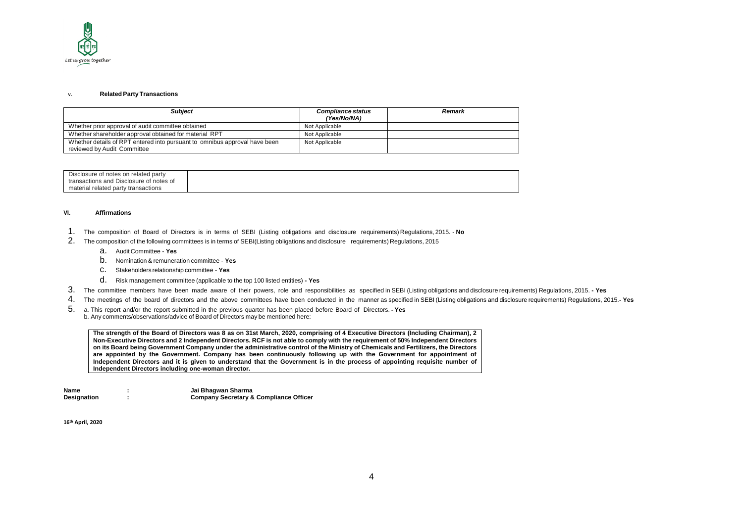v. **Related Party Transactions**

| *Subject* | *Compliance status (Yes/No/NA)* | *Remark* |
|---|---|---|
| Whether prior approval of audit committee obtained | Not Applicable | |
| Whether shareholder approval obtained for material RPT | Not Applicable | |
| Whether details of RPT entered into pursuant to omnibus approval have been reviewed by Audit Committee | Not Applicable | |

| Disclosure of notes on related party transactions and Disclosure of notes of material related party transactions | |
|---|---|

**VI. Affirmations**

1. The composition of Board of Directors is in terms of SEBI (Listing obligations and disclosure requirements) Regulations, 2015. - **No**
2. The composition of the following committees is in terms of SEBI(Listing obligations and disclosure requirements) Regulations, 2015
   a. Audit Committee - **Yes**
   b. Nomination & remuneration committee - **Yes**
   c. Stakeholders relationship committee - **Yes**
   d. Risk management committee (applicable to the top 100 listed entities) **- Yes**
3. The committee members have been made aware of their powers, role and responsibilities as specified in SEBI (Listing obligations and disclosure requirements) Regulations, 2015. **- Yes**
4. The meetings of the board of directors and the above committees have been conducted in the manner as specified in SEBI (Listing obligations and disclosure requirements) Regulations, 2015.**- Yes**
5. a. This report and/or the report submitted in the previous quarter has been placed before Board of Directors. **- Yes**
   b. Any comments/observations/advice of Board of Directors may be mentioned here:

**The strength of the Board of Directors was 8 as on 31st March, 2020, comprising of 4 Executive Directors (Including Chairman), 2 Non-Executive Directors and 2 Independent Directors. RCF is not able to comply with the requirement of 50% Independent Directors on its Board being Government Company under the administrative control of the Ministry of Chemicals and Fertilizers, the Directors are appointed by the Government. Company has been continuously following up with the Government for appointment of Independent Directors and it is given to understand that the Government is in the process of appointing requisite number of Independent Directors including one-woman director.**

**Name** : **Jai Bhagwan Sharma**
**Designation** : **Company Secretary & Compliance Officer**

**16th April, 2020**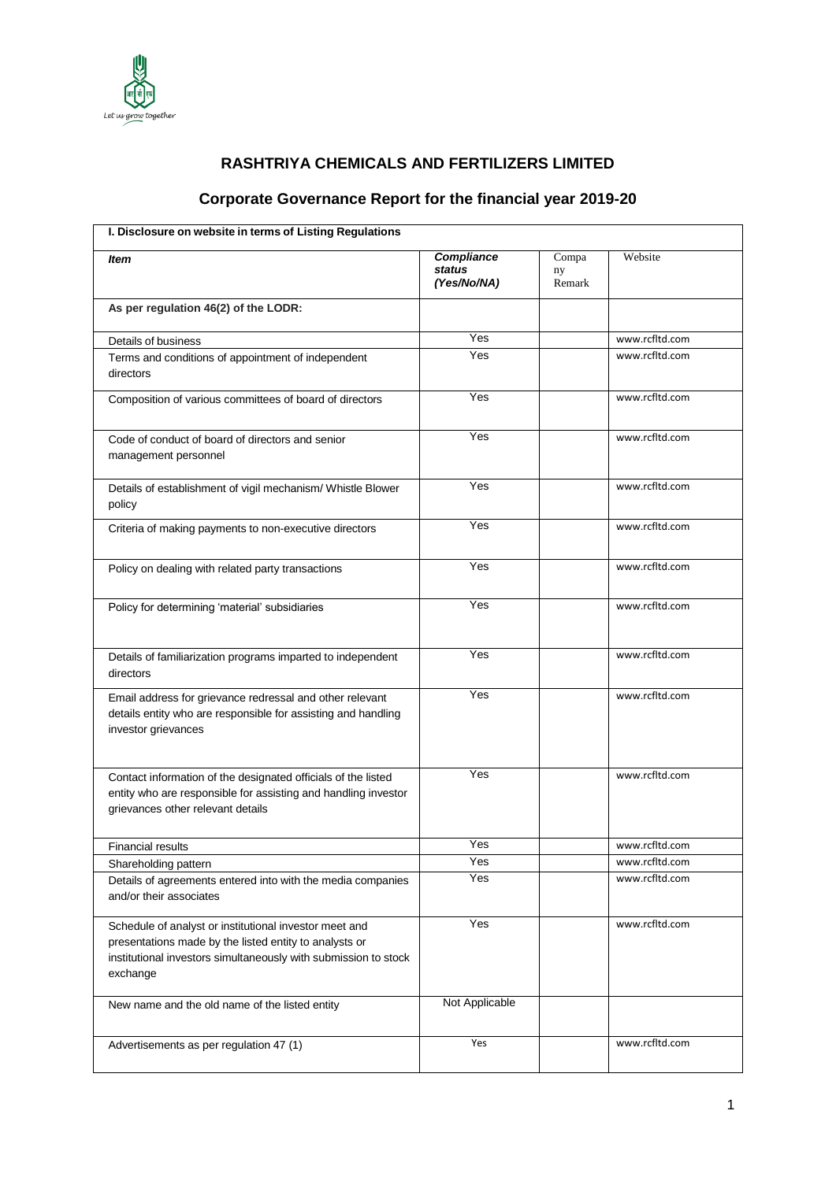## RASHTRIYA CHEMICALS AND FERTILIZERS LIMITED

## Corporate Governance Report for the financial year 2019-20

| I. Disclosure on website in terms of Listing Regulations | | | |
|---|---|---|---|
| ***Item*** | ***Compliance status (Yes/No/NA)*** | Company Remark | Website |
| **As per regulation 46(2) of the LODR:** | | | |
| Details of business | Yes | | www.rcfltd.com |
| Terms and conditions of appointment of independent directors | Yes | | www.rcfltd.com |
| Composition of various committees of board of directors | Yes | | www.rcfltd.com |
| Code of conduct of board of directors and senior management personnel | Yes | | www.rcfltd.com |
| Details of establishment of vigil mechanism/ Whistle Blower policy | Yes | | www.rcfltd.com |
| Criteria of making payments to non-executive directors | Yes | | www.rcfltd.com |
| Policy on dealing with related party transactions | Yes | | www.rcfltd.com |
| Policy for determining 'material' subsidiaries | Yes | | www.rcfltd.com |
| Details of familiarization programs imparted to independent directors | Yes | | www.rcfltd.com |
| Email address for grievance redressal and other relevant details entity who are responsible for assisting and handling investor grievances | Yes | | www.rcfltd.com |
| Contact information of the designated officials of the listed entity who are responsible for assisting and handling investor grievances other relevant details | Yes | | www.rcfltd.com |
| Financial results | Yes | | www.rcfltd.com |
| Shareholding pattern | Yes | | www.rcfltd.com |
| Details of agreements entered into with the media companies and/or their associates | Yes | | www.rcfltd.com |
| Schedule of analyst or institutional investor meet and presentations made by the listed entity to analysts or institutional investors simultaneously with submission to stock exchange | Yes | | www.rcfltd.com |
| New name and the old name of the listed entity | Not Applicable | | |
| Advertisements as per regulation 47 (1) | Yes | | www.rcfltd.com |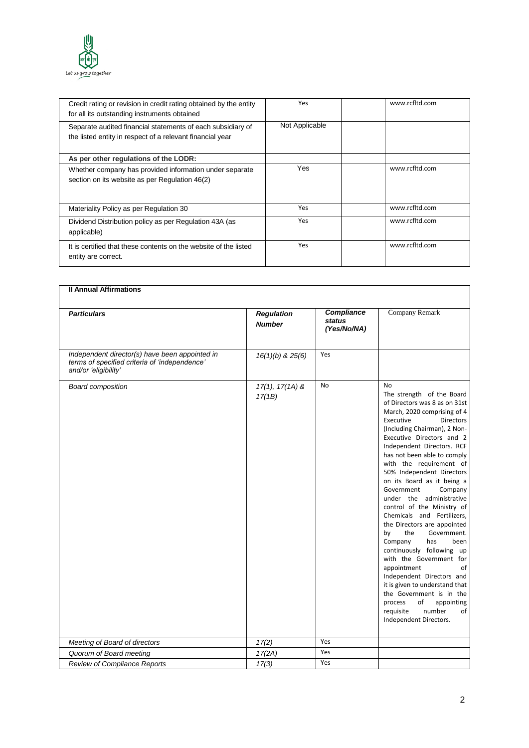| Credit rating or revision in credit rating obtained by the entity for all its outstanding instruments obtained | Yes | | www.rcfltd.com |
|---|---|---|---|
| Separate audited financial statements of each subsidiary of the listed entity in respect of a relevant financial year | Not Applicable | | |
| **As per other regulations of the LODR:** | | | |
| Whether company has provided information under separate section on its website as per Regulation 46(2) | Yes | | www.rcfltd.com |
| Materiality Policy as per Regulation 30 | Yes | | www.rcfltd.com |
| Dividend Distribution policy as per Regulation 43A (as applicable) | Yes | | www.rcfltd.com |
| It is certified that these contents on the website of the listed entity are correct. | Yes | | www.rcfltd.com |

**II Annual Affirmations**

| ***Particulars*** | ***Regulation Number*** | ***Compliance status (Yes/No/NA)*** | Company Remark |
|---|---|---|---|
| *Independent director(s) have been appointed in terms of specified criteria of 'independence' and/or 'eligibility'* | *16(1)(b) & 25(6)* | Yes | |
| *Board composition* | *17(1), 17(1A) & 17(1B)* | No | No The strength of the Board of Directors was 8 as on 31st March, 2020 comprising of 4 Executive Directors (Including Chairman), 2 Non-Executive Directors and 2 Independent Directors. RCF has not been able to comply with the requirement of 50% Independent Directors on its Board as it being a Government Company under the administrative control of the Ministry of Chemicals and Fertilizers, the Directors are appointed by the Government. Company has been continuously following up with the Government for appointment of Independent Directors and it is given to understand that the Government is in the process of appointing requisite number of Independent Directors. |
| *Meeting of Board of directors* | *17(2)* | Yes | |
| *Quorum of Board meeting* | *17(2A)* | Yes | |
| *Review of Compliance Reports* | *17(3)* | Yes | |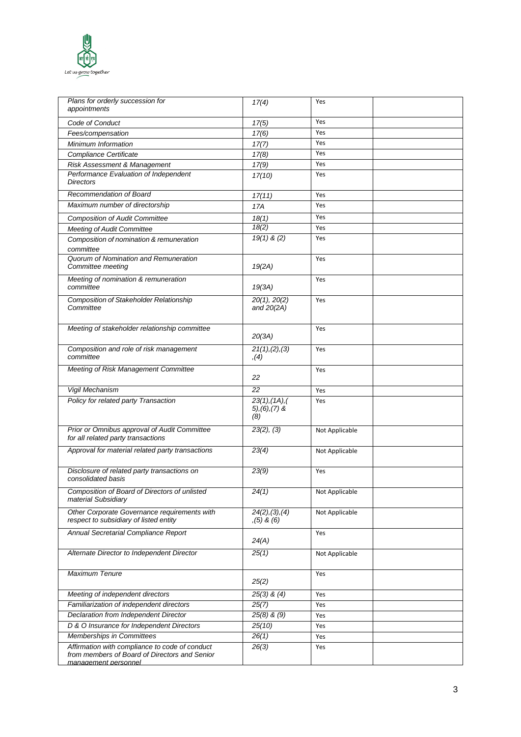| Plans for orderly succession for appointments | 17(4) | Yes | |
|---|---|---|---|
| Code of Conduct | 17(5) | Yes | |
| Fees/compensation | 17(6) | Yes | |
| Minimum Information | 17(7) | Yes | |
| Compliance Certificate | 17(8) | Yes | |
| Risk Assessment & Management | 17(9) | Yes | |
| Performance Evaluation of Independent Directors | 17(10) | Yes | |
| Recommendation of Board | 17(11) | Yes | |
| Maximum number of directorship | 17A | Yes | |
| Composition of Audit Committee | 18(1) | Yes | |
| Meeting of Audit Committee | 18(2) | Yes | |
| Composition of nomination & remuneration committee | 19(1) & (2) | Yes | |
| Quorum of Nomination and Remuneration Committee meeting | 19(2A) | Yes | |
| Meeting of nomination & remuneration committee | 19(3A) | Yes | |
| Composition of Stakeholder Relationship Committee | 20(1), 20(2) and 20(2A) | Yes | |
| Meeting of stakeholder relationship committee | 20(3A) | Yes | |
| Composition and role of risk management committee | 21(1),(2),(3),(4) | Yes | |
| Meeting of Risk Management Committee | 22 | Yes | |
| Vigil Mechanism | 22 | Yes | |
| Policy for related party Transaction | 23(1),(1A),(5),(6),(7) & (8) | Yes | |
| Prior or Omnibus approval of Audit Committee for all related party transactions | 23(2), (3) | Not Applicable | |
| Approval for material related party transactions | 23(4) | Not Applicable | |
| Disclosure of related party transactions on consolidated basis | 23(9) | Yes | |
| Composition of Board of Directors of unlisted material Subsidiary | 24(1) | Not Applicable | |
| Other Corporate Governance requirements with respect to subsidiary of listed entity | 24(2),(3),(4),(5) & (6) | Not Applicable | |
| Annual Secretarial Compliance Report | 24(A) | Yes | |
| Alternate Director to Independent Director | 25(1) | Not Applicable | |
| Maximum Tenure | 25(2) | Yes | |
| Meeting of independent directors | 25(3) & (4) | Yes | |
| Familiarization of independent directors | 25(7) | Yes | |
| Declaration from Independent Director | 25(8) & (9) | Yes | |
| D & O Insurance for Independent Directors | 25(10) | Yes | |
| Memberships in Committees | 26(1) | Yes | |
| Affirmation with compliance to code of conduct from members of Board of Directors and Senior management personnel | 26(3) | Yes | |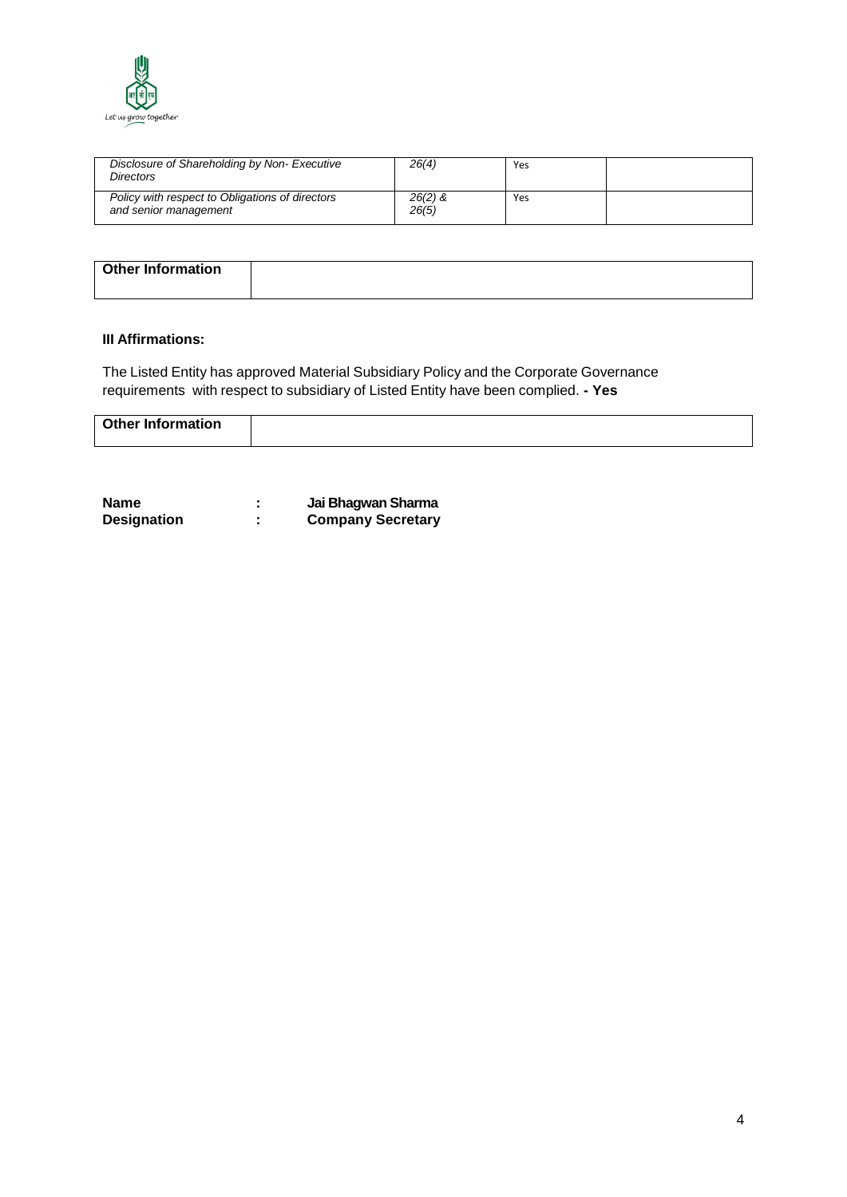| | | | |
|---|---|---|---|
| *Disclosure of Shareholding by Non- Executive Directors* | *26(4)* | Yes | |
| *Policy with respect to Obligations of directors and senior management* | *26(2) & 26(5)* | Yes | |

| | |
|---|---|
| **Other Information** | |

**III Affirmations:**

The Listed Entity has approved Material Subsidiary Policy and the Corporate Governance requirements with respect to subsidiary of Listed Entity have been complied. **- Yes**

| | |
|---|---|
| **Other Information** | |

**Name** : **Jai Bhagwan Sharma**
**Designation** : **Company Secretary**